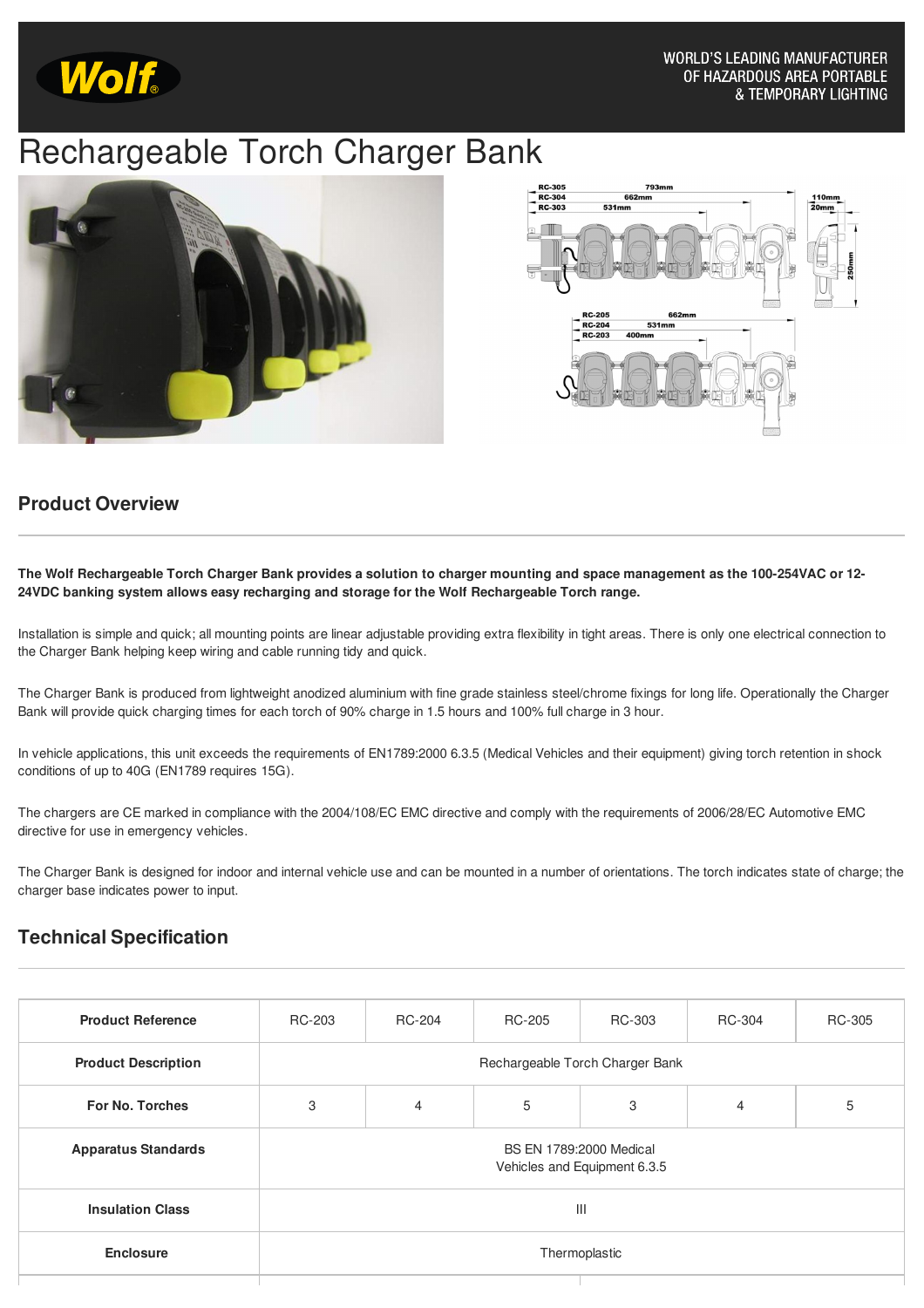WORLD'S LEADING MANUFACTURER OF HAZARDOUS AREA PORTABLE & TEMPORARY LIGHTING

# Rechargeable Torch Charger Bank

## Product Overview

**The Wolf Rechargeable Torch Charger Bank provides a solution to charger mounting and space management as the 100-254VAC or 12-24VDC banking system allows easy recharging and storage for the Wolf Rechargeable Torch range.**

Installation is simple and quick; all mounting points are linear adjustable providing extra flexibility in tight areas. There is only one electrical connection to the Charger Bank helping keep wiring and cable running tidy and quick.

The Charger Bank is produced from lightweight anodized aluminium with fine grade stainless steel/chrome fixings for long life. Operationally the Charger Bank will provide quick charging times for each torch of 90% charge in 1.5 hours and 100% full charge in 3 hour.

In vehicle applications, this unit exceeds the requirements of EN1789:2000 6.3.5 (Medical Vehicles and their equipment) giving torch retention in shock conditions of up to 40G (EN1789 requires 15G).

The chargers are CE marked in compliance with the 2004/108/EC EMC directive and comply with the requirements of 2006/28/EC Automotive EMC directive for use in emergency vehicles.

The Charger Bank is designed for indoor and internal vehicle use and can be mounted in a number of orientations. The torch indicates state of charge; the charger base indicates power to input.

## Technical Specification

| Product Reference | RC-203 | RC-204 | RC-205 | RC-303 | RC-304 | RC-305 |
|---|---|---|---|---|---|---|
| Product Description | Rechargeable Torch Charger Bank | | | | | |
| For No. Torches | 3 | 4 | 5 | 3 | 4 | 5 |
| Apparatus Standards | BS EN 1789:2000 Medical Vehicles and Equipment 6.3.5 | | | | | |
| Insulation Class | III | | | | | |
| Enclosure | Thermoplastic | | | | | |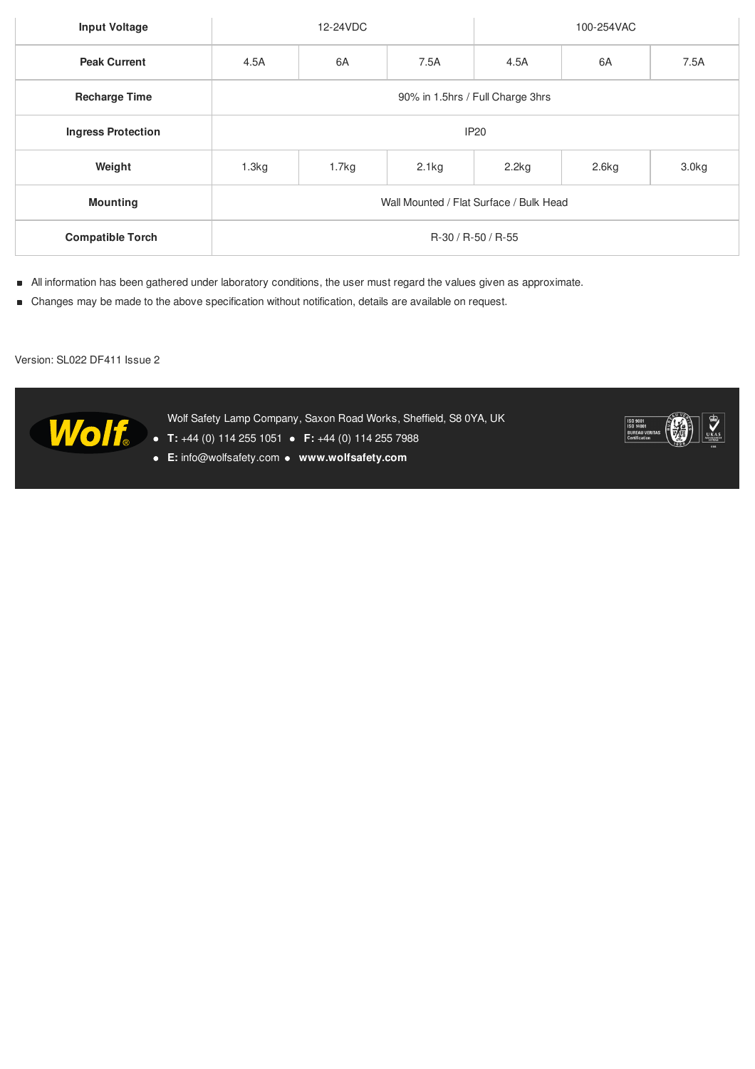| | | | | | | |
|---|---|---|---|---|---|---|
| **Input Voltage** | 12-24VDC | | | 100-254VAC | | |
| **Peak Current** | 4.5A | 6A | 7.5A | 4.5A | 6A | 7.5A |
| **Recharge Time** | 90% in 1.5hrs / Full Charge 3hrs | | | | | |
| **Ingress Protection** | IP20 | | | | | |
| **Weight** | 1.3kg | 1.7kg | 2.1kg | 2.2kg | 2.6kg | 3.0kg |
| **Mounting** | Wall Mounted / Flat Surface / Bulk Head | | | | | |
| **Compatible Torch** | R-30 / R-50 / R-55 | | | | | |

- All information has been gathered under laboratory conditions, the user must regard the values given as approximate.
- Changes may be made to the above specification without notification, details are available on request.

Version: SL022 DF411 Issue 2

Wolf Safety Lamp Company, Saxon Road Works, Sheffield, S8 0YA, UK

- **T:** +44 (0) 114 255 1051
- **F:** +44 (0) 114 255 7988
- **E:** info@wolfsafety.com
- **www.wolfsafety.com**